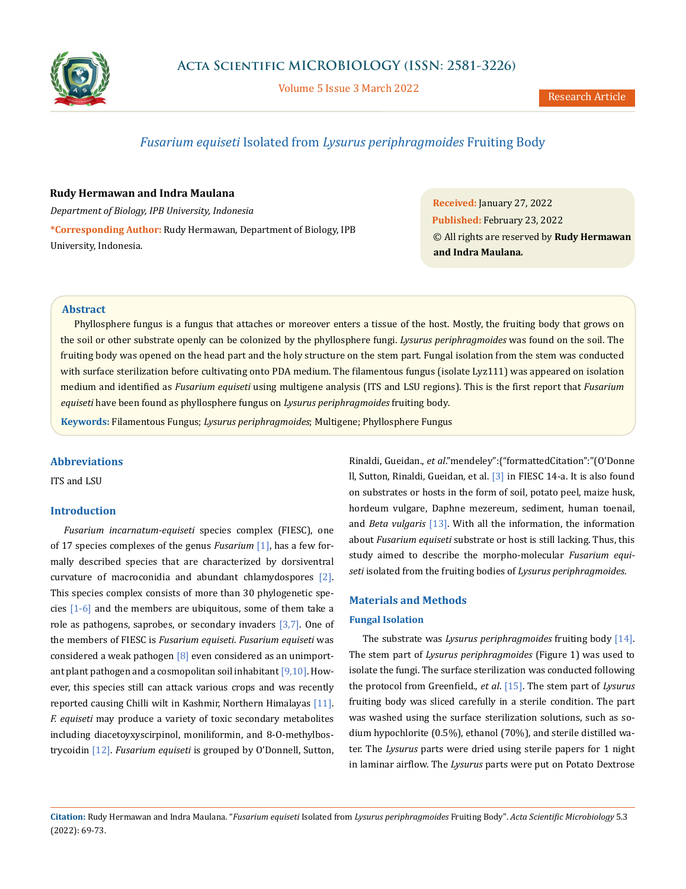# *Fusarium equiseti* Isolated from *Lysurus periphragmoides* Fruiting Body

**Rudy Hermawan and Indra Maulana**

*Department of Biology, IPB University, Indonesia*

**\*Corresponding Author:** Rudy Hermawan, Department of Biology, IPB University, Indonesia.

**Received:** January 27, 2022

**Published:** February 23, 2022

© All rights are reserved by **Rudy Hermawan and Indra Maulana.**

## Abstract

Phyllosphere fungus is a fungus that attaches or moreover enters a tissue of the host. Mostly, the fruiting body that grows on the soil or other substrate openly can be colonized by the phyllosphere fungi. *Lysurus periphragmoides* was found on the soil. The fruiting body was opened on the head part and the holy structure on the stem part. Fungal isolation from the stem was conducted with surface sterilization before cultivating onto PDA medium. The filamentous fungus (isolate Lyz111) was appeared on isolation medium and identified as *Fusarium equiseti* using multigene analysis (ITS and LSU regions). This is the first report that *Fusarium equiseti* have been found as phyllosphere fungus on *Lysurus periphragmoides* fruiting body.

**Keywords:** Filamentous Fungus; *Lysurus periphragmoides*; Multigene; Phyllosphere Fungus

## Abbreviations

ITS and LSU

## Introduction

*Fusarium incarnatum-equiseti* species complex (FIESC), one of 17 species complexes of the genus *Fusarium* [1], has a few formally described species that are characterized by dorsiventral curvature of macroconidia and abundant chlamydospores [2]. This species complex consists of more than 30 phylogenetic species [1-6] and the members are ubiquitous, some of them take a role as pathogens, saprobes, or secondary invaders [3,7]. One of the members of FIESC is *Fusarium equiseti*. *Fusarium equiseti* was considered a weak pathogen [8] even considered as an unimportant plant pathogen and a cosmopolitan soil inhabitant [9,10]. However, this species still can attack various crops and was recently reported causing Chilli wilt in Kashmir, Northern Himalayas [11]. *F. equiseti* may produce a variety of toxic secondary metabolites including diacetoyxyscirpinol, moniliformin, and 8-O-methylbostrycoidin [12]. *Fusarium equiseti* is grouped by O'Donnell, Sutton, Rinaldi, Gueidan., *et al*."mendeley":{"formattedCitation":"(O'Donnell, Sutton, Rinaldi, Gueidan, et al. [3] in FIESC 14-a. It is also found on substrates or hosts in the form of soil, potato peel, maize husk, hordeum vulgare, Daphne mezereum, sediment, human toenail, and *Beta vulgaris* [13]. With all the information, the information about *Fusarium equiseti* substrate or host is still lacking. Thus, this study aimed to describe the morpho-molecular *Fusarium equiseti* isolated from the fruiting bodies of *Lysurus periphragmoides*.

## Materials and Methods

### Fungal Isolation

The substrate was *Lysurus periphragmoides* fruiting body [14]. The stem part of *Lysurus periphragmoides* (Figure 1) was used to isolate the fungi. The surface sterilization was conducted following the protocol from Greenfield., *et al*. [15]. The stem part of *Lysurus* fruiting body was sliced carefully in a sterile condition. The part was washed using the surface sterilization solutions, such as sodium hypochlorite (0.5%), ethanol (70%), and sterile distilled water. The *Lysurus* parts were dried using sterile papers for 1 night in laminar airflow. The *Lysurus* parts were put on Potato Dextrose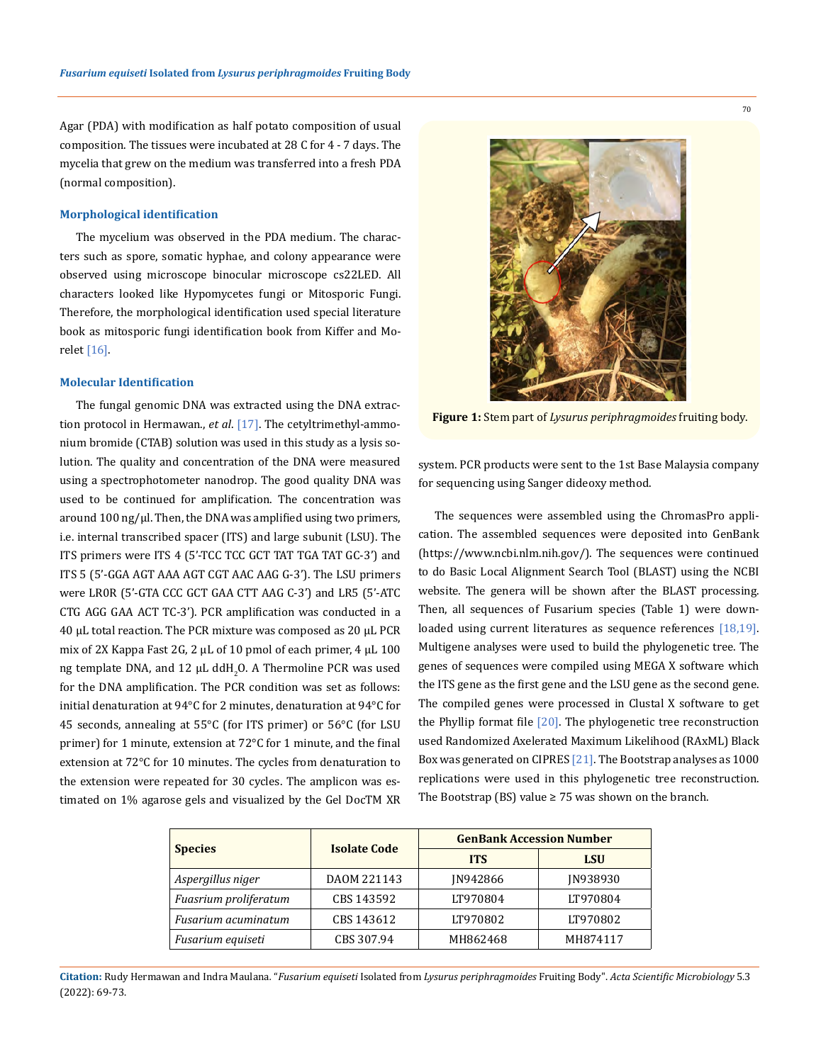Agar (PDA) with modification as half potato composition of usual composition. The tissues were incubated at 28 C for 4 - 7 days. The mycelia that grew on the medium was transferred into a fresh PDA (normal composition).

### Morphological identification

The mycelium was observed in the PDA medium. The characters such as spore, somatic hyphae, and colony appearance were observed using microscope binocular microscope cs22LED. All characters looked like Hypomycetes fungi or Mitosporic Fungi. Therefore, the morphological identification used special literature book as mitosporic fungi identification book from Kiffer and Morelet [16].

### Molecular Identification

The fungal genomic DNA was extracted using the DNA extraction protocol in Hermawan., *et al*. [17]. The cetyltrimethyl-ammonium bromide (CTAB) solution was used in this study as a lysis solution. The quality and concentration of the DNA were measured using a spectrophotometer nanodrop. The good quality DNA was used to be continued for amplification. The concentration was around 100 ng/µl. Then, the DNA was amplified using two primers, i.e. internal transcribed spacer (ITS) and large subunit (LSU). The ITS primers were ITS 4 (5'-TCC TCC GCT TAT TGA TAT GC-3') and ITS 5 (5'-GGA AGT AAA AGT CGT AAC AAG G-3'). The LSU primers were LR0R (5'-GTA CCC GCT GAA CTT AAG C-3') and LR5 (5'-ATC CTG AGG GAA ACT TC-3'). PCR amplification was conducted in a 40 µL total reaction. The PCR mixture was composed as 20 µL PCR mix of 2X Kappa Fast 2G, 2 µL of 10 pmol of each primer, 4 µL 100 ng template DNA, and 12 µL $ddH_2O$. A Thermoline PCR was used for the DNA amplification. The PCR condition was set as follows: initial denaturation at 94°C for 2 minutes, denaturation at 94°C for 45 seconds, annealing at 55°C (for ITS primer) or 56°C (for LSU primer) for 1 minute, extension at 72°C for 1 minute, and the final extension at 72°C for 10 minutes. The cycles from denaturation to the extension were repeated for 30 cycles. The amplicon was estimated on 1% agarose gels and visualized by the Gel DocTM XR system. PCR products were sent to the 1st Base Malaysia company for sequencing using Sanger dideoxy method.

**Figure 1:** Stem part of *Lysurus periphragmoides* fruiting body.

The sequences were assembled using the ChromasPro application. The assembled sequences were deposited into GenBank (https://www.ncbi.nlm.nih.gov/). The sequences were continued to do Basic Local Alignment Search Tool (BLAST) using the NCBI website. The genera will be shown after the BLAST processing. Then, all sequences of Fusarium species (Table 1) were downloaded using current literatures as sequence references [18,19]. Multigene analyses were used to build the phylogenetic tree. The genes of sequences were compiled using MEGA X software which the ITS gene as the first gene and the LSU gene as the second gene. The compiled genes were processed in Clustal X software to get the Phyllip format file [20]. The phylogenetic tree reconstruction used Randomized Axelerated Maximum Likelihood (RAxML) Black Box was generated on CIPRES [21]. The Bootstrap analyses as 1000 replications were used in this phylogenetic tree reconstruction. The Bootstrap (BS) value ≥ 75 was shown on the branch.

| Species | Isolate Code | GenBank Accession Number | |
|---|---|---|---|
| | | ITS | LSU |
| *Aspergillus niger* | DAOM 221143 | JN942866 | JN938930 |
| *Fuasrium proliferatum* | CBS 143592 | LT970804 | LT970804 |
| *Fusarium acuminatum* | CBS 143612 | LT970802 | LT970802 |
| *Fusarium equiseti* | CBS 307.94 | MH862468 | MH874117 |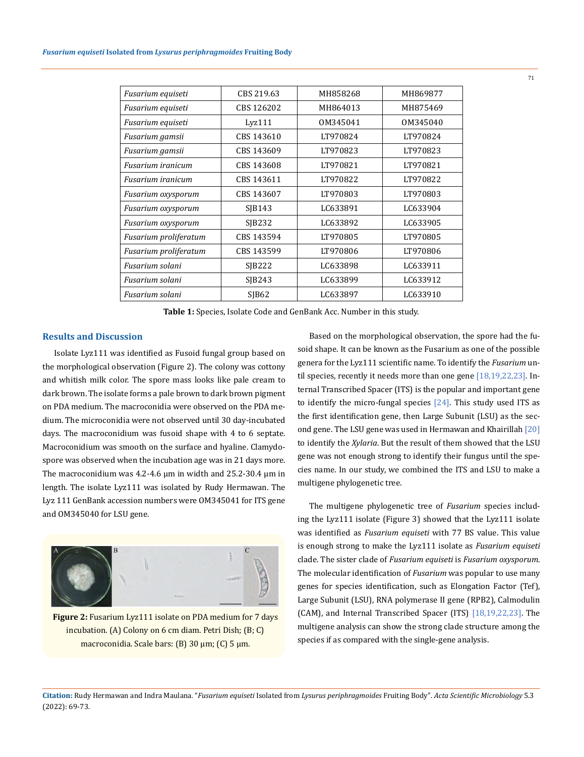| *Fusarium equiseti* | CBS 219.63 | MH858268 | MH869877 |
|---|---|---|---|
| *Fusarium equiseti* | CBS 126202 | MH864013 | MH875469 |
| *Fusarium equiseti* | Lyz111 | OM345041 | OM345040 |
| *Fusarium gamsii* | CBS 143610 | LT970824 | LT970824 |
| *Fusarium gamsii* | CBS 143609 | LT970823 | LT970823 |
| *Fusarium iranicum* | CBS 143608 | LT970821 | LT970821 |
| *Fusarium iranicum* | CBS 143611 | LT970822 | LT970822 |
| *Fusarium oxysporum* | CBS 143607 | LT970803 | LT970803 |
| *Fusarium oxysporum* | SJB143 | LC633891 | LC633904 |
| *Fusarium oxysporum* | SJB232 | LC633892 | LC633905 |
| *Fusarium proliferatum* | CBS 143594 | LT970805 | LT970805 |
| *Fusarium proliferatum* | CBS 143599 | LT970806 | LT970806 |
| *Fusarium solani* | SJB222 | LC633898 | LC633911 |
| *Fusarium solani* | SJB243 | LC633899 | LC633912 |
| *Fusarium solani* | SJB62 | LC633897 | LC633910 |

**Table 1:** Species, Isolate Code and GenBank Acc. Number in this study.

## Results and Discussion

Isolate Lyz111 was identified as Fusoid fungal group based on the morphological observation (Figure 2). The colony was cottony and whitish milk color. The spore mass looks like pale cream to dark brown. The isolate forms a pale brown to dark brown pigment on PDA medium. The macroconidia were observed on the PDA medium. The microconidia were not observed until 30 day-incubated days. The macroconidium was fusoid shape with 4 to 6 septate. Macroconidium was smooth on the surface and hyaline. Clamydospore was observed when the incubation age was in 21 days more. The macroconidium was 4.2-4.6 μm in width and 25.2-30.4 μm in length. The isolate Lyz111 was isolated by Rudy Hermawan. The Lyz 111 GenBank accession numbers were OM345041 for ITS gene and OM345040 for LSU gene.

**Figure 2:** Fusarium Lyz111 isolate on PDA medium for 7 days incubation. (A) Colony on 6 cm diam. Petri Dish; (B; C) macroconidia. Scale bars: (B) 30 μm; (C) 5 μm.

Based on the morphological observation, the spore had the fusoid shape. It can be known as the Fusarium as one of the possible genera for the Lyz111 scientific name. To identify the *Fusarium* until species, recently it needs more than one gene [18,19,22,23]. Internal Transcribed Spacer (ITS) is the popular and important gene to identify the micro-fungal species [24]. This study used ITS as the first identification gene, then Large Subunit (LSU) as the second gene. The LSU gene was used in Hermawan and Khairillah [20] to identify the *Xylaria*. But the result of them showed that the LSU gene was not enough strong to identify their fungus until the species name. In our study, we combined the ITS and LSU to make a multigene phylogenetic tree.

The multigene phylogenetic tree of *Fusarium* species including the Lyz111 isolate (Figure 3) showed that the Lyz111 isolate was identified as *Fusarium equiseti* with 77 BS value. This value is enough strong to make the Lyz111 isolate as *Fusarium equiseti* clade. The sister clade of *Fusarium equiseti* is *Fusarium oxysporum*. The molecular identification of *Fusarium* was popular to use many genes for species identification, such as Elongation Factor (Tef), Large Subunit (LSU), RNA polymerase II gene (RPB2), Calmodulin (CAM), and Internal Transcribed Spacer (ITS) [18,19,22,23]. The multigene analysis can show the strong clade structure among the species if as compared with the single-gene analysis.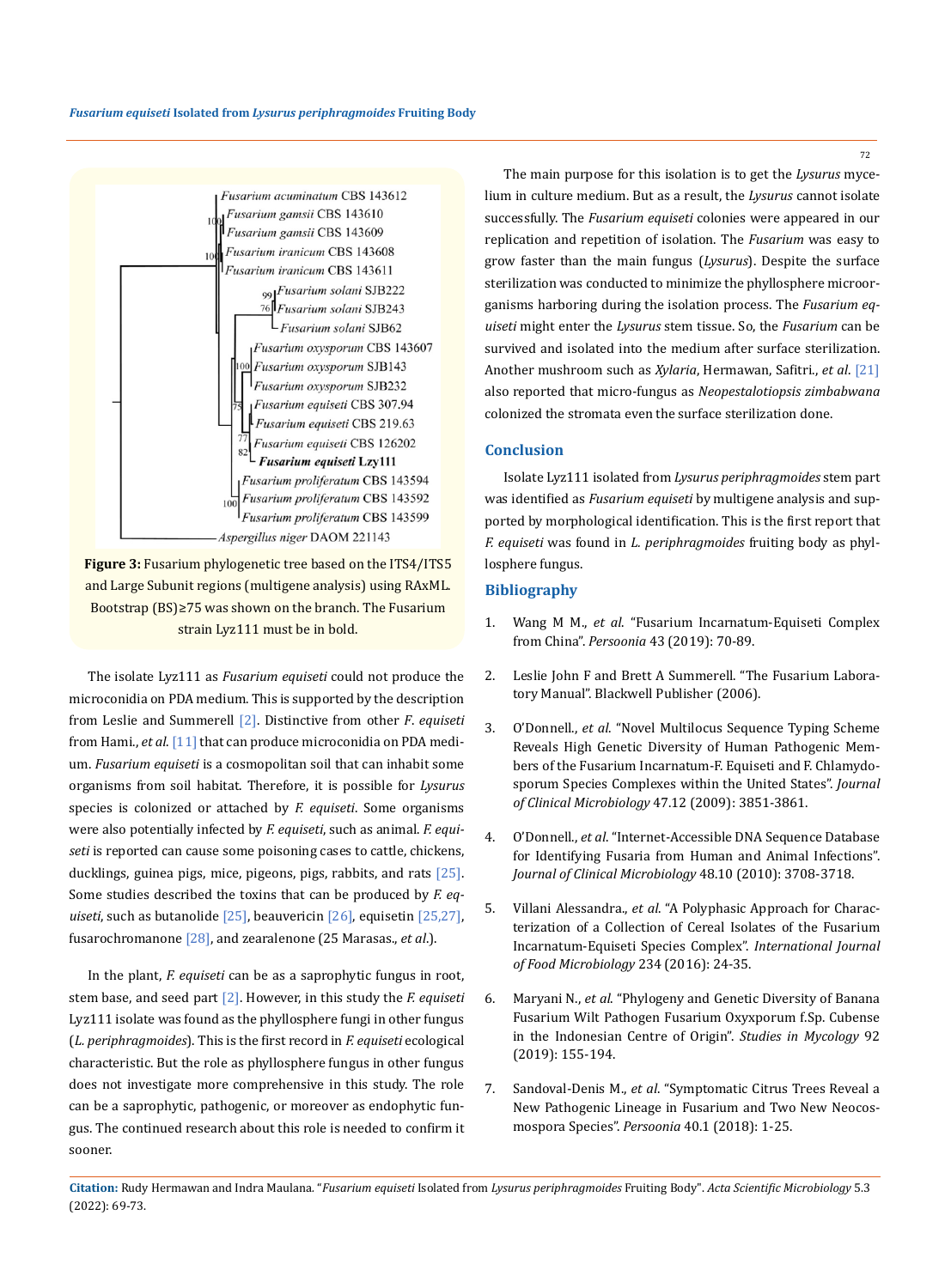Figure 3: Fusarium phylogenetic tree based on the ITS4/ITS5 and Large Subunit regions (multigene analysis) using RAxML. Bootstrap (BS)≥75 was shown on the branch. The Fusarium strain Lyz111 must be in bold.

The isolate Lyz111 as *Fusarium equiseti* could not produce the microconidia on PDA medium. This is supported by the description from Leslie and Summerell [2]. Distinctive from other *F. equiseti* from Hami., *et al*. [11] that can produce microconidia on PDA medium. *Fusarium equiseti* is a cosmopolitan soil that can inhabit some organisms from soil habitat. Therefore, it is possible for *Lysurus* species is colonized or attached by *F. equiseti*. Some organisms were also potentially infected by *F. equiseti*, such as animal. *F. equiseti* is reported can cause some poisoning cases to cattle, chickens, ducklings, guinea pigs, mice, pigeons, pigs, rabbits, and rats [25]. Some studies described the toxins that can be produced by *F. equiseti*, such as butanolide [25], beauvericin [26], equisetin [25,27], fusarochromanone [28], and zearalenone (25 Marasas., *et al*.).

In the plant, *F. equiseti* can be as a saprophytic fungus in root, stem base, and seed part [2]. However, in this study the *F. equiseti* Lyz111 isolate was found as the phyllosphere fungi in other fungus (*L. periphragmoides*). This is the first record in *F. equiseti* ecological characteristic. But the role as phyllosphere fungus in other fungus does not investigate more comprehensive in this study. The role can be a saprophytic, pathogenic, or moreover as endophytic fungus. The continued research about this role is needed to confirm it sooner.

The main purpose for this isolation is to get the *Lysurus* mycelium in culture medium. But as a result, the *Lysurus* cannot isolate successfully. The *Fusarium equiseti* colonies were appeared in our replication and repetition of isolation. The *Fusarium* was easy to grow faster than the main fungus (*Lysurus*). Despite the surface sterilization was conducted to minimize the phyllosphere microorganisms harboring during the isolation process. The *Fusarium equiseti* might enter the *Lysurus* stem tissue. So, the *Fusarium* can be survived and isolated into the medium after surface sterilization. Another mushroom such as *Xylaria*, Hermawan, Safitri., *et al*. [21] also reported that micro-fungus as *Neopestalotiopsis zimbabwana* colonized the stromata even the surface sterilization done.

## Conclusion

Isolate Lyz111 isolated from *Lysurus periphragmoides* stem part was identified as *Fusarium equiseti* by multigene analysis and supported by morphological identification. This is the first report that *F. equiseti* was found in *L. periphragmoides* fruiting body as phyllosphere fungus.

## Bibliography

1. Wang M M., *et al*. "Fusarium Incarnatum-Equiseti Complex from China". *Persoonia* 43 (2019): 70-89.
2. Leslie John F and Brett A Summerell. "The Fusarium Laboratory Manual". Blackwell Publisher (2006).
3. O'Donnell., *et al*. "Novel Multilocus Sequence Typing Scheme Reveals High Genetic Diversity of Human Pathogenic Members of the Fusarium Incarnatum-F. Equiseti and F. Chlamydosporum Species Complexes within the United States". *Journal of Clinical Microbiology* 47.12 (2009): 3851-3861.
4. O'Donnell., *et al*. "Internet-Accessible DNA Sequence Database for Identifying Fusaria from Human and Animal Infections". *Journal of Clinical Microbiology* 48.10 (2010): 3708-3718.
5. Villani Alessandra., *et al*. "A Polyphasic Approach for Characterization of a Collection of Cereal Isolates of the Fusarium Incarnatum-Equiseti Species Complex". *International Journal of Food Microbiology* 234 (2016): 24-35.
6. Maryani N., *et al*. "Phylogeny and Genetic Diversity of Banana Fusarium Wilt Pathogen Fusarium Oxyxporum f.Sp. Cubense in the Indonesian Centre of Origin". *Studies in Mycology* 92 (2019): 155-194.
7. Sandoval-Denis M., *et al*. "Symptomatic Citrus Trees Reveal a New Pathogenic Lineage in Fusarium and Two New Neocosmospora Species". *Persoonia* 40.1 (2018): 1-25.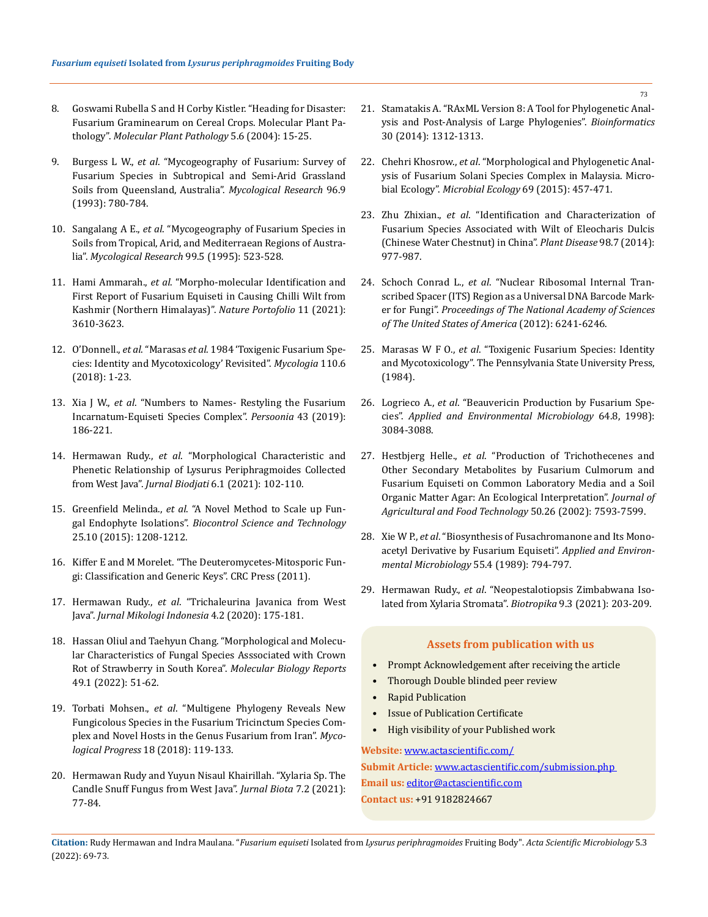8. Goswami Rubella S and H Corby Kistler. "Heading for Disaster: Fusarium Graminearum on Cereal Crops. Molecular Plant Pathology". *Molecular Plant Pathology* 5.6 (2004): 15-25.

9. Burgess L W., *et al*. "Mycogeography of Fusarium: Survey of Fusarium Species in Subtropical and Semi-Arid Grassland Soils from Queensland, Australia". *Mycological Research* 96.9 (1993): 780-784.

10. Sangalang A E., *et al*. "Mycogeography of Fusarium Species in Soils from Tropical, Arid, and Mediterraean Regions of Australia". *Mycological Research* 99.5 (1995): 523-528.

11. Hami Ammarah., *et al.* "Morpho-molecular Identification and First Report of Fusarium Equiseti in Causing Chilli Wilt from Kashmir (Northern Himalayas)". *Nature Portofolio* 11 (2021): 3610-3623.

12. O'Donnell., *et al*. "Marasas *et al.* 1984 'Toxigenic Fusarium Species: Identity and Mycotoxicology' Revisited". *Mycologia* 110.6 (2018): 1-23.

13. Xia J W., *et al*. "Numbers to Names- Restyling the Fusarium Incarnatum-Equiseti Species Complex". *Persoonia* 43 (2019): 186-221.

14. Hermawan Rudy., *et al*. "Morphological Characteristic and Phenetic Relationship of Lysurus Periphragmoides Collected from West Java". *Jurnal Biodjati* 6.1 (2021): 102-110.

15. Greenfield Melinda., *et al*. "A Novel Method to Scale up Fungal Endophyte Isolations". *Biocontrol Science and Technology* 25.10 (2015): 1208-1212.

16. Kiffer E and M Morelet. "The Deuteromycetes-Mitosporic Fungi: Classification and Generic Keys". CRC Press (2011).

17. Hermawan Rudy., *et al*. "Trichaleurina Javanica from West Java". *Jurnal Mikologi Indonesia* 4.2 (2020): 175-181.

18. Hassan Oliul and Taehyun Chang. "Morphological and Molecular Characteristics of Fungal Species Asssociated with Crown Rot of Strawberry in South Korea". *Molecular Biology Reports* 49.1 (2022): 51-62.

19. Torbati Mohsen., *et al*. "Multigene Phylogeny Reveals New Fungicolous Species in the Fusarium Tricinctum Species Complex and Novel Hosts in the Genus Fusarium from Iran". *Mycological Progress* 18 (2018): 119-133.

20. Hermawan Rudy and Yuyun Nisaul Khairillah. "Xylaria Sp. The Candle Snuff Fungus from West Java". *Jurnal Biota* 7.2 (2021): 77-84.

21. Stamatakis A. "RAxML Version 8: A Tool for Phylogenetic Analysis and Post-Analysis of Large Phylogenies". *Bioinformatics* 30 (2014): 1312-1313.

22. Chehri Khosrow., *et al*. "Morphological and Phylogenetic Analysis of Fusarium Solani Species Complex in Malaysia. Microbial Ecology". *Microbial Ecology* 69 (2015): 457-471.

23. Zhu Zhixian., *et al*. "Identification and Characterization of Fusarium Species Associated with Wilt of Eleocharis Dulcis (Chinese Water Chestnut) in China". *Plant Disease* 98.7 (2014): 977-987.

24. Schoch Conrad L., *et al*. "Nuclear Ribosomal Internal Transcribed Spacer (ITS) Region as a Universal DNA Barcode Marker for Fungi". *Proceedings of The National Academy of Sciences of The United States of America* (2012): 6241-6246.

25. Marasas W F O., *et al*. "Toxigenic Fusarium Species: Identity and Mycotoxicology". The Pennsylvania State University Press, (1984).

26. Logrieco A., *et al*. "Beauvericin Production by Fusarium Species". *Applied and Environmental Microbiology* 64.8, 1998): 3084-3088.

27. Hestbjerg Helle., *et al*. "Production of Trichothecenes and Other Secondary Metabolites by Fusarium Culmorum and Fusarium Equiseti on Common Laboratory Media and a Soil Organic Matter Agar: An Ecological Interpretation". *Journal of Agricultural and Food Technology* 50.26 (2002): 7593-7599.

28. Xie W P., *et al*. "Biosynthesis of Fusachromanone and Its Monoacetyl Derivative by Fusarium Equiseti". *Applied and Environmental Microbiology* 55.4 (1989): 794-797.

29. Hermawan Rudy., *et al*. "Neopestalotiopsis Zimbabwana Isolated from Xylaria Stromata". *Biotropika* 9.3 (2021): 203-209.

**Assets from publication with us**

- Prompt Acknowledgement after receiving the article
- Thorough Double blinded peer review
- Rapid Publication
- Issue of Publication Certificate
- High visibility of your Published work

**Website:** www.actascientific.com/
**Submit Article:** www.actascientific.com/submission.php
**Email us:** editor@actascientific.com
**Contact us:** +91 9182824667